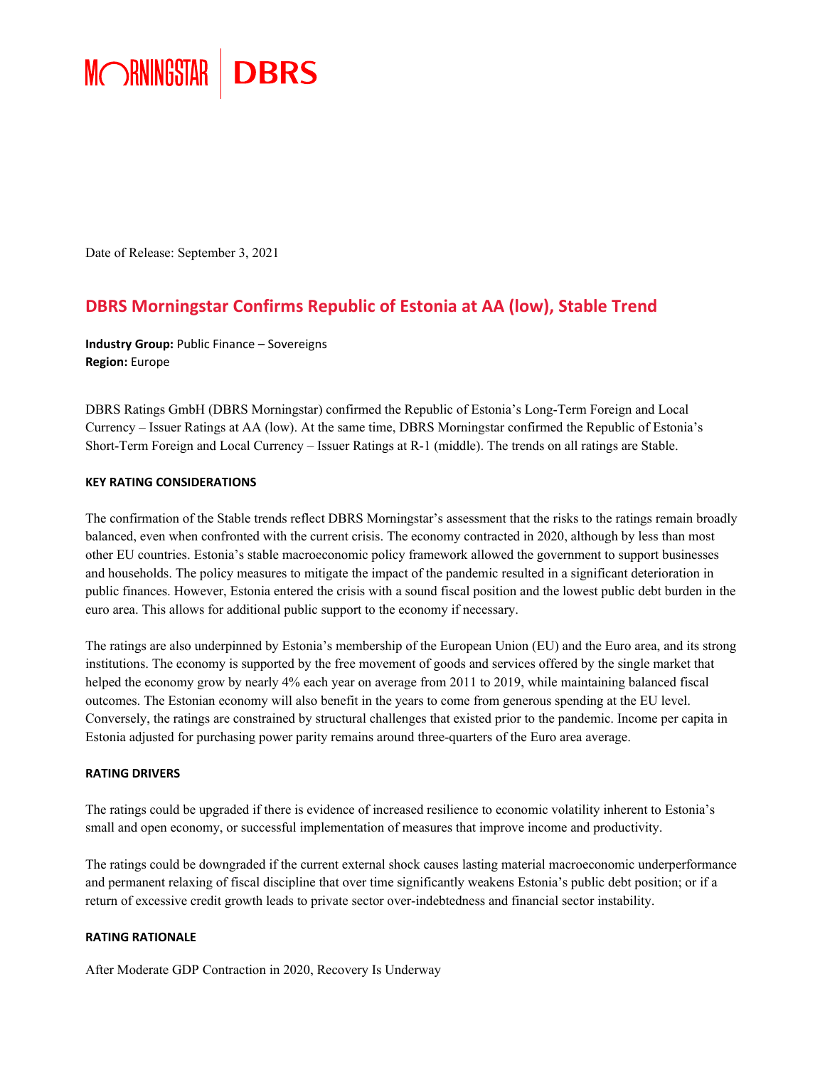Date of Release: September 3, 2021

# DBRS Morningstar Confirms Republic of Estonia at AA (low), Stable Trend

**Industry Group:** Public Finance – Sovereigns
**Region:** Europe

DBRS Ratings GmbH (DBRS Morningstar) confirmed the Republic of Estonia's Long-Term Foreign and Local Currency – Issuer Ratings at AA (low). At the same time, DBRS Morningstar confirmed the Republic of Estonia's Short-Term Foreign and Local Currency – Issuer Ratings at R-1 (middle). The trends on all ratings are Stable.

## KEY RATING CONSIDERATIONS

The confirmation of the Stable trends reflect DBRS Morningstar's assessment that the risks to the ratings remain broadly balanced, even when confronted with the current crisis. The economy contracted in 2020, although by less than most other EU countries. Estonia's stable macroeconomic policy framework allowed the government to support businesses and households. The policy measures to mitigate the impact of the pandemic resulted in a significant deterioration in public finances. However, Estonia entered the crisis with a sound fiscal position and the lowest public debt burden in the euro area. This allows for additional public support to the economy if necessary.

The ratings are also underpinned by Estonia's membership of the European Union (EU) and the Euro area, and its strong institutions. The economy is supported by the free movement of goods and services offered by the single market that helped the economy grow by nearly 4% each year on average from 2011 to 2019, while maintaining balanced fiscal outcomes. The Estonian economy will also benefit in the years to come from generous spending at the EU level. Conversely, the ratings are constrained by structural challenges that existed prior to the pandemic. Income per capita in Estonia adjusted for purchasing power parity remains around three-quarters of the Euro area average.

## RATING DRIVERS

The ratings could be upgraded if there is evidence of increased resilience to economic volatility inherent to Estonia's small and open economy, or successful implementation of measures that improve income and productivity.

The ratings could be downgraded if the current external shock causes lasting material macroeconomic underperformance and permanent relaxing of fiscal discipline that over time significantly weakens Estonia's public debt position; or if a return of excessive credit growth leads to private sector over-indebtedness and financial sector instability.

## RATING RATIONALE

After Moderate GDP Contraction in 2020, Recovery Is Underway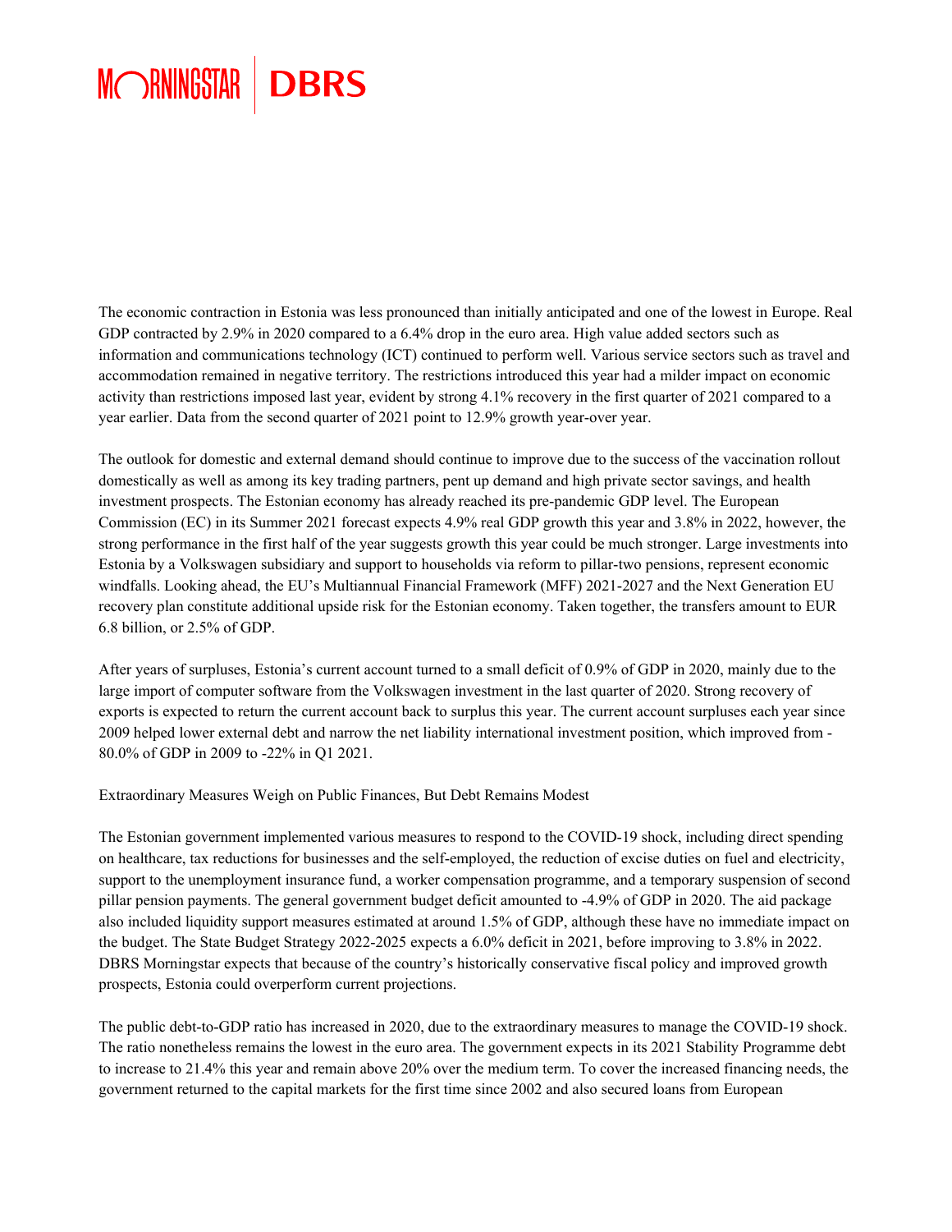The economic contraction in Estonia was less pronounced than initially anticipated and one of the lowest in Europe. Real GDP contracted by 2.9% in 2020 compared to a 6.4% drop in the euro area. High value added sectors such as information and communications technology (ICT) continued to perform well. Various service sectors such as travel and accommodation remained in negative territory. The restrictions introduced this year had a milder impact on economic activity than restrictions imposed last year, evident by strong 4.1% recovery in the first quarter of 2021 compared to a year earlier. Data from the second quarter of 2021 point to 12.9% growth year-over year.

The outlook for domestic and external demand should continue to improve due to the success of the vaccination rollout domestically as well as among its key trading partners, pent up demand and high private sector savings, and health investment prospects. The Estonian economy has already reached its pre-pandemic GDP level. The European Commission (EC) in its Summer 2021 forecast expects 4.9% real GDP growth this year and 3.8% in 2022, however, the strong performance in the first half of the year suggests growth this year could be much stronger. Large investments into Estonia by a Volkswagen subsidiary and support to households via reform to pillar-two pensions, represent economic windfalls. Looking ahead, the EU's Multiannual Financial Framework (MFF) 2021-2027 and the Next Generation EU recovery plan constitute additional upside risk for the Estonian economy. Taken together, the transfers amount to EUR 6.8 billion, or 2.5% of GDP.

After years of surpluses, Estonia's current account turned to a small deficit of 0.9% of GDP in 2020, mainly due to the large import of computer software from the Volkswagen investment in the last quarter of 2020. Strong recovery of exports is expected to return the current account back to surplus this year. The current account surpluses each year since 2009 helped lower external debt and narrow the net liability international investment position, which improved from -80.0% of GDP in 2009 to -22% in Q1 2021.

## Extraordinary Measures Weigh on Public Finances, But Debt Remains Modest

The Estonian government implemented various measures to respond to the COVID-19 shock, including direct spending on healthcare, tax reductions for businesses and the self-employed, the reduction of excise duties on fuel and electricity, support to the unemployment insurance fund, a worker compensation programme, and a temporary suspension of second pillar pension payments. The general government budget deficit amounted to -4.9% of GDP in 2020. The aid package also included liquidity support measures estimated at around 1.5% of GDP, although these have no immediate impact on the budget. The State Budget Strategy 2022-2025 expects a 6.0% deficit in 2021, before improving to 3.8% in 2022. DBRS Morningstar expects that because of the country's historically conservative fiscal policy and improved growth prospects, Estonia could overperform current projections.

The public debt-to-GDP ratio has increased in 2020, due to the extraordinary measures to manage the COVID-19 shock. The ratio nonetheless remains the lowest in the euro area. The government expects in its 2021 Stability Programme debt to increase to 21.4% this year and remain above 20% over the medium term. To cover the increased financing needs, the government returned to the capital markets for the first time since 2002 and also secured loans from European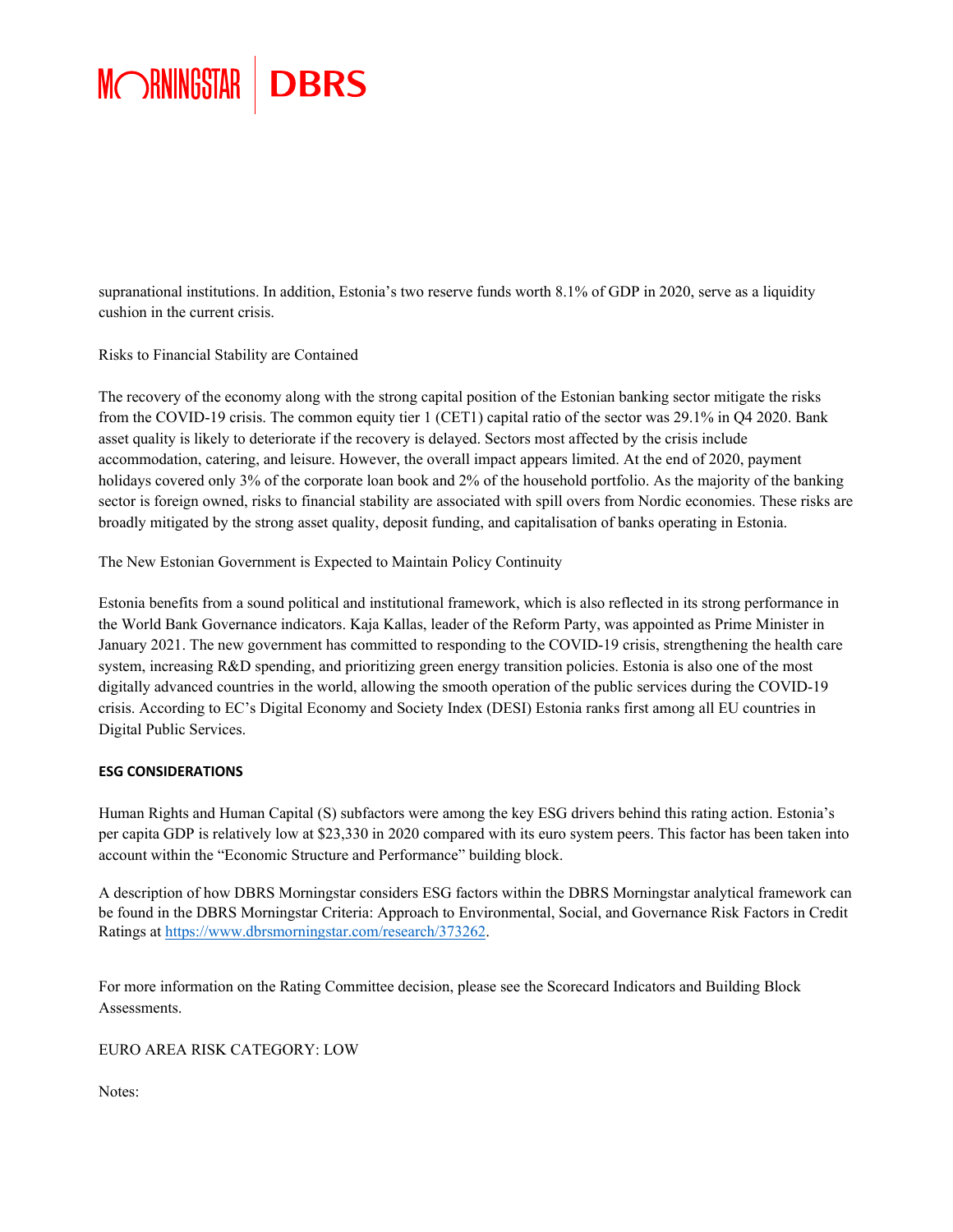supranational institutions. In addition, Estonia's two reserve funds worth 8.1% of GDP in 2020, serve as a liquidity cushion in the current crisis.

Risks to Financial Stability are Contained

The recovery of the economy along with the strong capital position of the Estonian banking sector mitigate the risks from the COVID-19 crisis. The common equity tier 1 (CET1) capital ratio of the sector was 29.1% in Q4 2020. Bank asset quality is likely to deteriorate if the recovery is delayed. Sectors most affected by the crisis include accommodation, catering, and leisure. However, the overall impact appears limited. At the end of 2020, payment holidays covered only 3% of the corporate loan book and 2% of the household portfolio. As the majority of the banking sector is foreign owned, risks to financial stability are associated with spill overs from Nordic economies. These risks are broadly mitigated by the strong asset quality, deposit funding, and capitalisation of banks operating in Estonia.

The New Estonian Government is Expected to Maintain Policy Continuity

Estonia benefits from a sound political and institutional framework, which is also reflected in its strong performance in the World Bank Governance indicators. Kaja Kallas, leader of the Reform Party, was appointed as Prime Minister in January 2021. The new government has committed to responding to the COVID-19 crisis, strengthening the health care system, increasing R&D spending, and prioritizing green energy transition policies. Estonia is also one of the most digitally advanced countries in the world, allowing the smooth operation of the public services during the COVID-19 crisis. According to EC's Digital Economy and Society Index (DESI) Estonia ranks first among all EU countries in Digital Public Services.

**ESG CONSIDERATIONS**

Human Rights and Human Capital (S) subfactors were among the key ESG drivers behind this rating action. Estonia's per capita GDP is relatively low at $23,330 in 2020 compared with its euro system peers. This factor has been taken into account within the "Economic Structure and Performance" building block.

A description of how DBRS Morningstar considers ESG factors within the DBRS Morningstar analytical framework can be found in the DBRS Morningstar Criteria: Approach to Environmental, Social, and Governance Risk Factors in Credit Ratings at https://www.dbrsmorningstar.com/research/373262.

For more information on the Rating Committee decision, please see the Scorecard Indicators and Building Block Assessments.

EURO AREA RISK CATEGORY: LOW

Notes: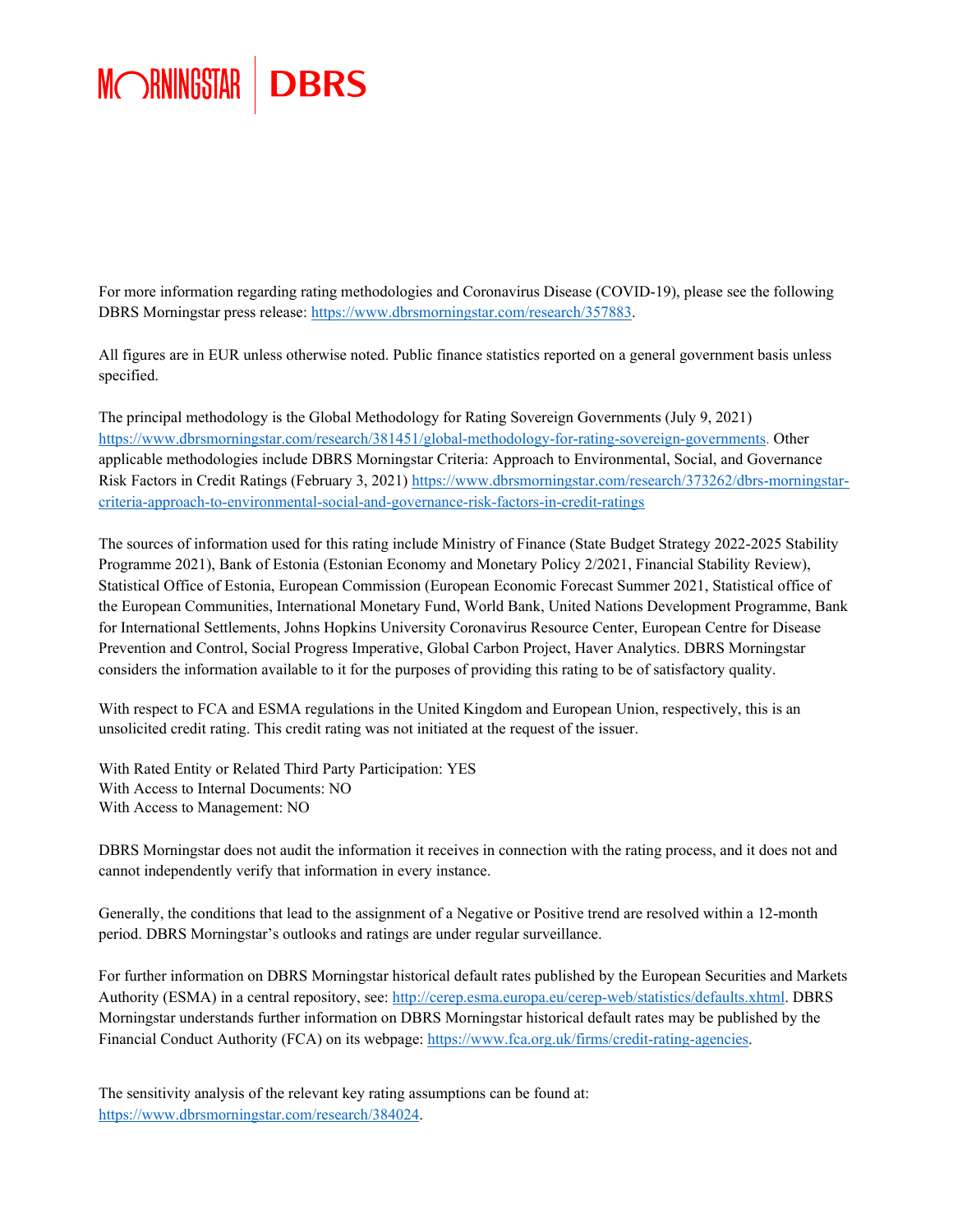For more information regarding rating methodologies and Coronavirus Disease (COVID-19), please see the following DBRS Morningstar press release: https://www.dbrsmorningstar.com/research/357883.

All figures are in EUR unless otherwise noted. Public finance statistics reported on a general government basis unless specified.

The principal methodology is the Global Methodology for Rating Sovereign Governments (July 9, 2021) https://www.dbrsmorningstar.com/research/381451/global-methodology-for-rating-sovereign-governments. Other applicable methodologies include DBRS Morningstar Criteria: Approach to Environmental, Social, and Governance Risk Factors in Credit Ratings (February 3, 2021) https://www.dbrsmorningstar.com/research/373262/dbrs-morningstar-criteria-approach-to-environmental-social-and-governance-risk-factors-in-credit-ratings

The sources of information used for this rating include Ministry of Finance (State Budget Strategy 2022-2025 Stability Programme 2021), Bank of Estonia (Estonian Economy and Monetary Policy 2/2021, Financial Stability Review), Statistical Office of Estonia, European Commission (European Economic Forecast Summer 2021, Statistical office of the European Communities, International Monetary Fund, World Bank, United Nations Development Programme, Bank for International Settlements, Johns Hopkins University Coronavirus Resource Center, European Centre for Disease Prevention and Control, Social Progress Imperative, Global Carbon Project, Haver Analytics. DBRS Morningstar considers the information available to it for the purposes of providing this rating to be of satisfactory quality.

With respect to FCA and ESMA regulations in the United Kingdom and European Union, respectively, this is an unsolicited credit rating. This credit rating was not initiated at the request of the issuer.

With Rated Entity or Related Third Party Participation: YES
With Access to Internal Documents: NO
With Access to Management: NO

DBRS Morningstar does not audit the information it receives in connection with the rating process, and it does not and cannot independently verify that information in every instance.

Generally, the conditions that lead to the assignment of a Negative or Positive trend are resolved within a 12-month period. DBRS Morningstar's outlooks and ratings are under regular surveillance.

For further information on DBRS Morningstar historical default rates published by the European Securities and Markets Authority (ESMA) in a central repository, see: http://cerep.esma.europa.eu/cerep-web/statistics/defaults.xhtml. DBRS Morningstar understands further information on DBRS Morningstar historical default rates may be published by the Financial Conduct Authority (FCA) on its webpage: https://www.fca.org.uk/firms/credit-rating-agencies.

The sensitivity analysis of the relevant key rating assumptions can be found at: https://www.dbrsmorningstar.com/research/384024.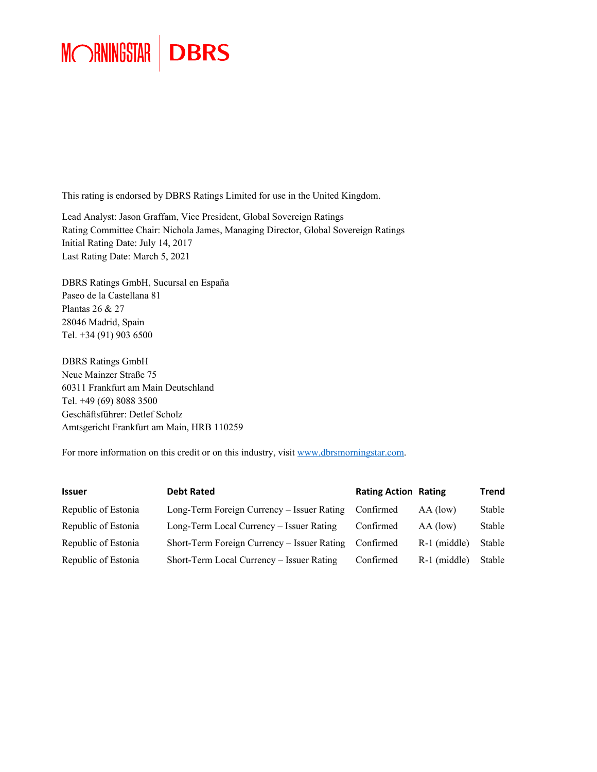This rating is endorsed by DBRS Ratings Limited for use in the United Kingdom.

Lead Analyst: Jason Graffam, Vice President, Global Sovereign Ratings
Rating Committee Chair: Nichola James, Managing Director, Global Sovereign Ratings
Initial Rating Date: July 14, 2017
Last Rating Date: March 5, 2021

DBRS Ratings GmbH, Sucursal en España
Paseo de la Castellana 81
Plantas 26 & 27
28046 Madrid, Spain
Tel. +34 (91) 903 6500

DBRS Ratings GmbH
Neue Mainzer Straße 75
60311 Frankfurt am Main Deutschland
Tel. +49 (69) 8088 3500
Geschäftsführer: Detlef Scholz
Amtsgericht Frankfurt am Main, HRB 110259

For more information on this credit or on this industry, visit www.dbrsmorningstar.com.

| Issuer | Debt Rated | Rating Action | Rating | Trend |
|---|---|---|---|---|
| Republic of Estonia | Long-Term Foreign Currency – Issuer Rating | Confirmed | AA (low) | Stable |
| Republic of Estonia | Long-Term Local Currency – Issuer Rating | Confirmed | AA (low) | Stable |
| Republic of Estonia | Short-Term Foreign Currency – Issuer Rating | Confirmed | R-1 (middle) | Stable |
| Republic of Estonia | Short-Term Local Currency – Issuer Rating | Confirmed | R-1 (middle) | Stable |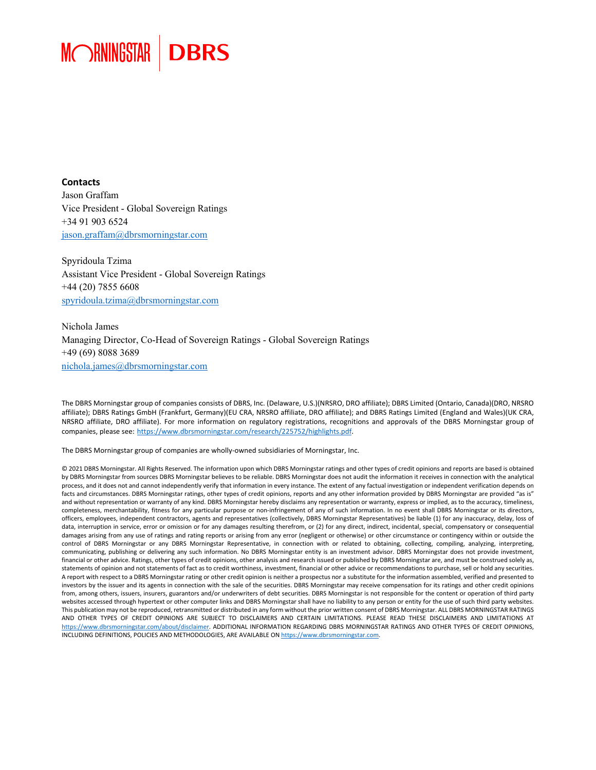**Contacts**

Jason Graffam
Vice President - Global Sovereign Ratings
+34 91 903 6524
jason.graffam@dbrsmorningstar.com

Spyridoula Tzima
Assistant Vice President - Global Sovereign Ratings
+44 (20) 7855 6608
spyridoula.tzima@dbrsmorningstar.com

Nichola James
Managing Director, Co-Head of Sovereign Ratings - Global Sovereign Ratings
+49 (69) 8088 3689
nichola.james@dbrsmorningstar.com

The DBRS Morningstar group of companies consists of DBRS, Inc. (Delaware, U.S.)(NRSRO, DRO affiliate); DBRS Limited (Ontario, Canada)(DRO, NRSRO affiliate); DBRS Ratings GmbH (Frankfurt, Germany)(EU CRA, NRSRO affiliate, DRO affiliate); and DBRS Ratings Limited (England and Wales)(UK CRA, NRSRO affiliate, DRO affiliate). For more information on regulatory registrations, recognitions and approvals of the DBRS Morningstar group of companies, please see: https://www.dbrsmorningstar.com/research/225752/highlights.pdf.

The DBRS Morningstar group of companies are wholly-owned subsidiaries of Morningstar, Inc.

© 2021 DBRS Morningstar. All Rights Reserved. The information upon which DBRS Morningstar ratings and other types of credit opinions and reports are based is obtained by DBRS Morningstar from sources DBRS Morningstar believes to be reliable. DBRS Morningstar does not audit the information it receives in connection with the analytical process, and it does not and cannot independently verify that information in every instance. The extent of any factual investigation or independent verification depends on facts and circumstances. DBRS Morningstar ratings, other types of credit opinions, reports and any other information provided by DBRS Morningstar are provided "as is" and without representation or warranty of any kind. DBRS Morningstar hereby disclaims any representation or warranty, express or implied, as to the accuracy, timeliness, completeness, merchantability, fitness for any particular purpose or non-infringement of any of such information. In no event shall DBRS Morningstar or its directors, officers, employees, independent contractors, agents and representatives (collectively, DBRS Morningstar Representatives) be liable (1) for any inaccuracy, delay, loss of data, interruption in service, error or omission or for any damages resulting therefrom, or (2) for any direct, indirect, incidental, special, compensatory or consequential damages arising from any use of ratings and rating reports or arising from any error (negligent or otherwise) or other circumstance or contingency within or outside the control of DBRS Morningstar or any DBRS Morningstar Representative, in connection with or related to obtaining, collecting, compiling, analyzing, interpreting, communicating, publishing or delivering any such information. No DBRS Morningstar entity is an investment advisor. DBRS Morningstar does not provide investment, financial or other advice. Ratings, other types of credit opinions, other analysis and research issued or published by DBRS Morningstar are, and must be construed solely as, statements of opinion and not statements of fact as to credit worthiness, investment, financial or other advice or recommendations to purchase, sell or hold any securities. A report with respect to a DBRS Morningstar rating or other credit opinion is neither a prospectus nor a substitute for the information assembled, verified and presented to investors by the issuer and its agents in connection with the sale of the securities. DBRS Morningstar may receive compensation for its ratings and other credit opinions from, among others, issuers, insurers, guarantors and/or underwriters of debt securities. DBRS Morningstar is not responsible for the content or operation of third party websites accessed through hypertext or other computer links and DBRS Morningstar shall have no liability to any person or entity for the use of such third party websites. This publication may not be reproduced, retransmitted or distributed in any form without the prior written consent of DBRS Morningstar. ALL DBRS MORNINGSTAR RATINGS AND OTHER TYPES OF CREDIT OPINIONS ARE SUBJECT TO DISCLAIMERS AND CERTAIN LIMITATIONS. PLEASE READ THESE DISCLAIMERS AND LIMITATIONS AT https://www.dbrsmorningstar.com/about/disclaimer. ADDITIONAL INFORMATION REGARDING DBRS MORNINGSTAR RATINGS AND OTHER TYPES OF CREDIT OPINIONS, INCLUDING DEFINITIONS, POLICIES AND METHODOLOGIES, ARE AVAILABLE ON https://www.dbrsmorningstar.com.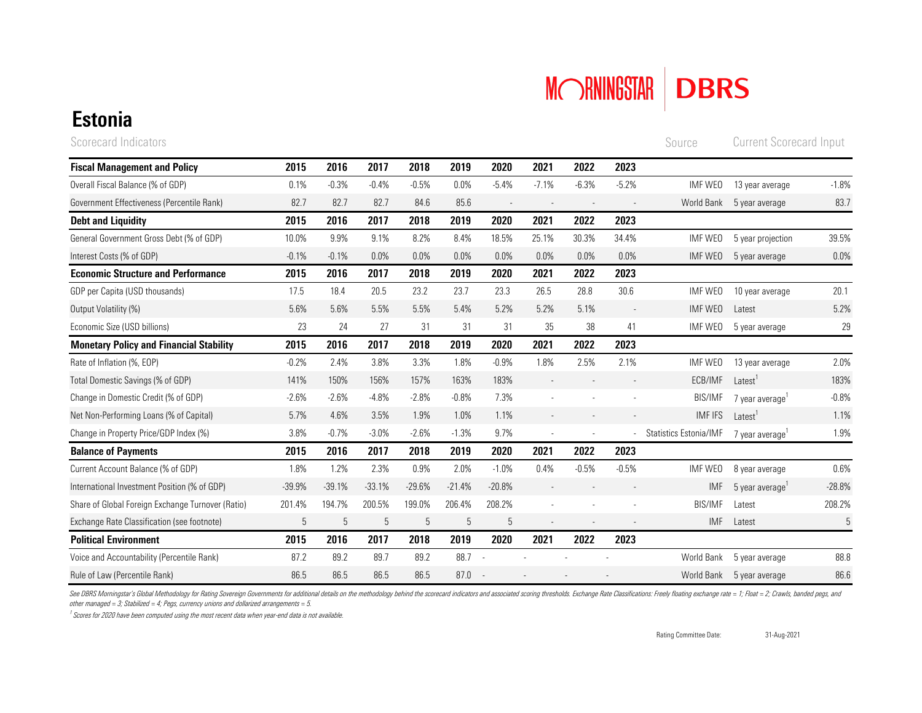# Estonia

| Scorecard Indicators | | | | | | | | | | Source | Current Scorecard Input | |
|---|---|---|---|---|---|---|---|---|---|---|---|---|
| **Fiscal Management and Policy** | **2015** | **2016** | **2017** | **2018** | **2019** | **2020** | **2021** | **2022** | **2023** | | | |
| Overall Fiscal Balance (% of GDP) | 0.1% | -0.3% | -0.4% | -0.5% | 0.0% | -5.4% | -7.1% | -6.3% | -5.2% | IMF WEO | 13 year average | -1.8% |
| Government Effectiveness (Percentile Rank) | 82.7 | 82.7 | 82.7 | 84.6 | 85.6 | - | - | - | - | World Bank | 5 year average | 83.7 |
| **Debt and Liquidity** | **2015** | **2016** | **2017** | **2018** | **2019** | **2020** | **2021** | **2022** | **2023** | | | |
| General Government Gross Debt (% of GDP) | 10.0% | 9.9% | 9.1% | 8.2% | 8.4% | 18.5% | 25.1% | 30.3% | 34.4% | IMF WEO | 5 year projection | 39.5% |
| Interest Costs (% of GDP) | -0.1% | -0.1% | 0.0% | 0.0% | 0.0% | 0.0% | 0.0% | 0.0% | 0.0% | IMF WEO | 5 year average | 0.0% |
| **Economic Structure and Performance** | **2015** | **2016** | **2017** | **2018** | **2019** | **2020** | **2021** | **2022** | **2023** | | | |
| GDP per Capita (USD thousands) | 17.5 | 18.4 | 20.5 | 23.2 | 23.7 | 23.3 | 26.5 | 28.8 | 30.6 | IMF WEO | 10 year average | 20.1 |
| Output Volatility (%) | 5.6% | 5.6% | 5.5% | 5.5% | 5.4% | 5.2% | 5.2% | 5.1% | - | IMF WEO | Latest | 5.2% |
| Economic Size (USD billions) | 23 | 24 | 27 | 31 | 31 | 31 | 35 | 38 | 41 | IMF WEO | 5 year average | 29 |
| **Monetary Policy and Financial Stability** | **2015** | **2016** | **2017** | **2018** | **2019** | **2020** | **2021** | **2022** | **2023** | | | |
| Rate of Inflation (%, EOP) | -0.2% | 2.4% | 3.8% | 3.3% | 1.8% | -0.9% | 1.8% | 2.5% | 2.1% | IMF WEO | 13 year average | 2.0% |
| Total Domestic Savings (% of GDP) | 141% | 150% | 156% | 157% | 163% | 183% | - | - | - | ECB/IMF | Latest[1] | 183% |
| Change in Domestic Credit (% of GDP) | -2.6% | -2.6% | -4.8% | -2.8% | -0.8% | 7.3% | - | - | - | BIS/IMF | 7 year average[1] | -0.8% |
| Net Non-Performing Loans (% of Capital) | 5.7% | 4.6% | 3.5% | 1.9% | 1.0% | 1.1% | - | - | - | IMF IFS | Latest[1] | 1.1% |
| Change in Property Price/GDP Index (%) | 3.8% | -0.7% | -3.0% | -2.6% | -1.3% | 9.7% | - | - | - | Statistics Estonia/IMF | 7 year average[1] | 1.9% |
| **Balance of Payments** | **2015** | **2016** | **2017** | **2018** | **2019** | **2020** | **2021** | **2022** | **2023** | | | |
| Current Account Balance (% of GDP) | 1.8% | 1.2% | 2.3% | 0.9% | 2.0% | -1.0% | 0.4% | -0.5% | -0.5% | IMF WEO | 8 year average | 0.6% |
| International Investment Position (% of GDP) | -39.9% | -39.1% | -33.1% | -29.6% | -21.4% | -20.8% | - | - | - | IMF | 5 year average[1] | -28.8% |
| Share of Global Foreign Exchange Turnover (Ratio) | 201.4% | 194.7% | 200.5% | 199.0% | 206.4% | 208.2% | - | - | - | BIS/IMF | Latest | 208.2% |
| Exchange Rate Classification (see footnote) | 5 | 5 | 5 | 5 | 5 | 5 | - | - | - | IMF | Latest | 5 |
| **Political Environment** | **2015** | **2016** | **2017** | **2018** | **2019** | **2020** | **2021** | **2022** | **2023** | | | |
| Voice and Accountability (Percentile Rank) | 87.2 | 89.2 | 89.7 | 89.2 | 88.7 | - | - | - | - | World Bank | 5 year average | 88.8 |
| Rule of Law (Percentile Rank) | 86.5 | 86.5 | 86.5 | 86.5 | 87.0 | - | - | - | - | World Bank | 5 year average | 86.6 |

*See DBRS Morningstar's Global Methodology for Rating Sovereign Governments for additional details on the methodology behind the scorecard indicators and associated scoring thresholds. Exchange Rate Classifications: Freely floating exchange rate = 1; Float = 2; Crawls, banded pegs, and other managed = 3; Stabilized = 4; Pegs, currency unions and dollarized arrangements = 5.*

*[1] Scores for 2020 have been computed using the most recent data when year-end data is not available.*

Rating Committee Date: 31-Aug-2021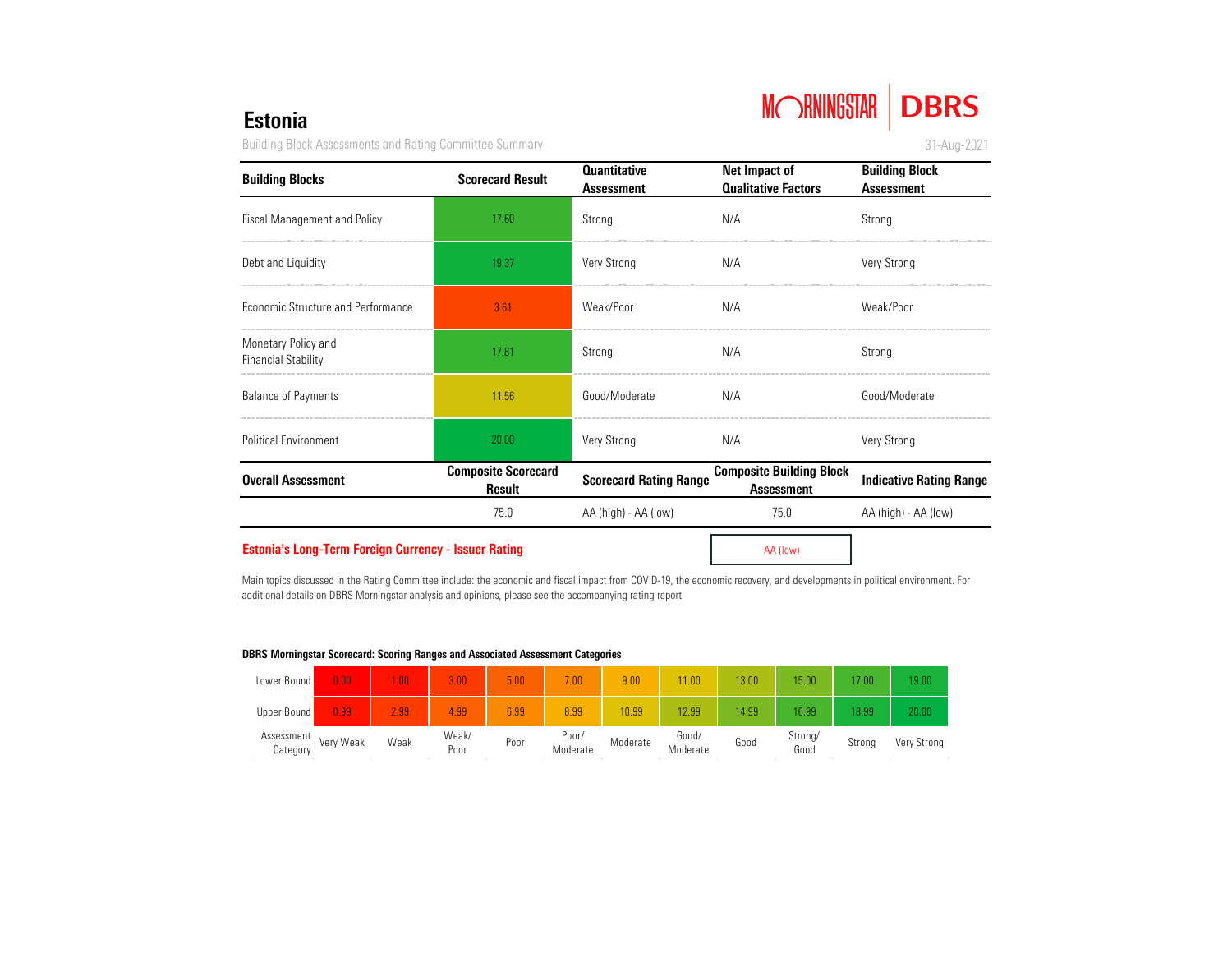# Estonia

Building Block Assessments and Rating Committee Summary

31-Aug-2021

| Building Blocks | Scorecard Result | Quantitative Assessment | Net Impact of Qualitative Factors | Building Block Assessment |
|---|---|---|---|---|
| Fiscal Management and Policy | 17.60 | Strong | N/A | Strong |
| Debt and Liquidity | 19.37 | Very Strong | N/A | Very Strong |
| Economic Structure and Performance | 3.61 | Weak/Poor | N/A | Weak/Poor |
| Monetary Policy and Financial Stability | 17.81 | Strong | N/A | Strong |
| Balance of Payments | 11.56 | Good/Moderate | N/A | Good/Moderate |
| Political Environment | 20.00 | Very Strong | N/A | Very Strong |
| **Overall Assessment** | **Composite Scorecard Result** | **Scorecard Rating Range** | **Composite Building Block Assessment** | **Indicative Rating Range** |
| | 75.0 | AA (high) - AA (low) | 75.0 | AA (high) - AA (low) |

**Estonia's Long-Term Foreign Currency - Issuer Rating**: AA (low)

Main topics discussed in the Rating Committee include: the economic and fiscal impact from COVID-19, the economic recovery, and developments in political environment. For additional details on DBRS Morningstar analysis and opinions, please see the accompanying rating report.

**DBRS Morningstar Scorecard: Scoring Ranges and Associated Assessment Categories**

| Lower Bound | 0.00 | 1.00 | 3.00 | 5.00 | 7.00 | 9.00 | 11.00 | 13.00 | 15.00 | 17.00 | 19.00 |
|---|---|---|---|---|---|---|---|---|---|---|---|
| Upper Bound | 0.99 | 2.99 | 4.99 | 6.99 | 8.99 | 10.99 | 12.99 | 14.99 | 16.99 | 18.99 | 20.00 |
| Assessment Category | Very Weak | Weak | Weak/ Poor | Poor | Poor/ Moderate | Moderate | Good/ Moderate | Good | Strong/ Good | Strong | Very Strong |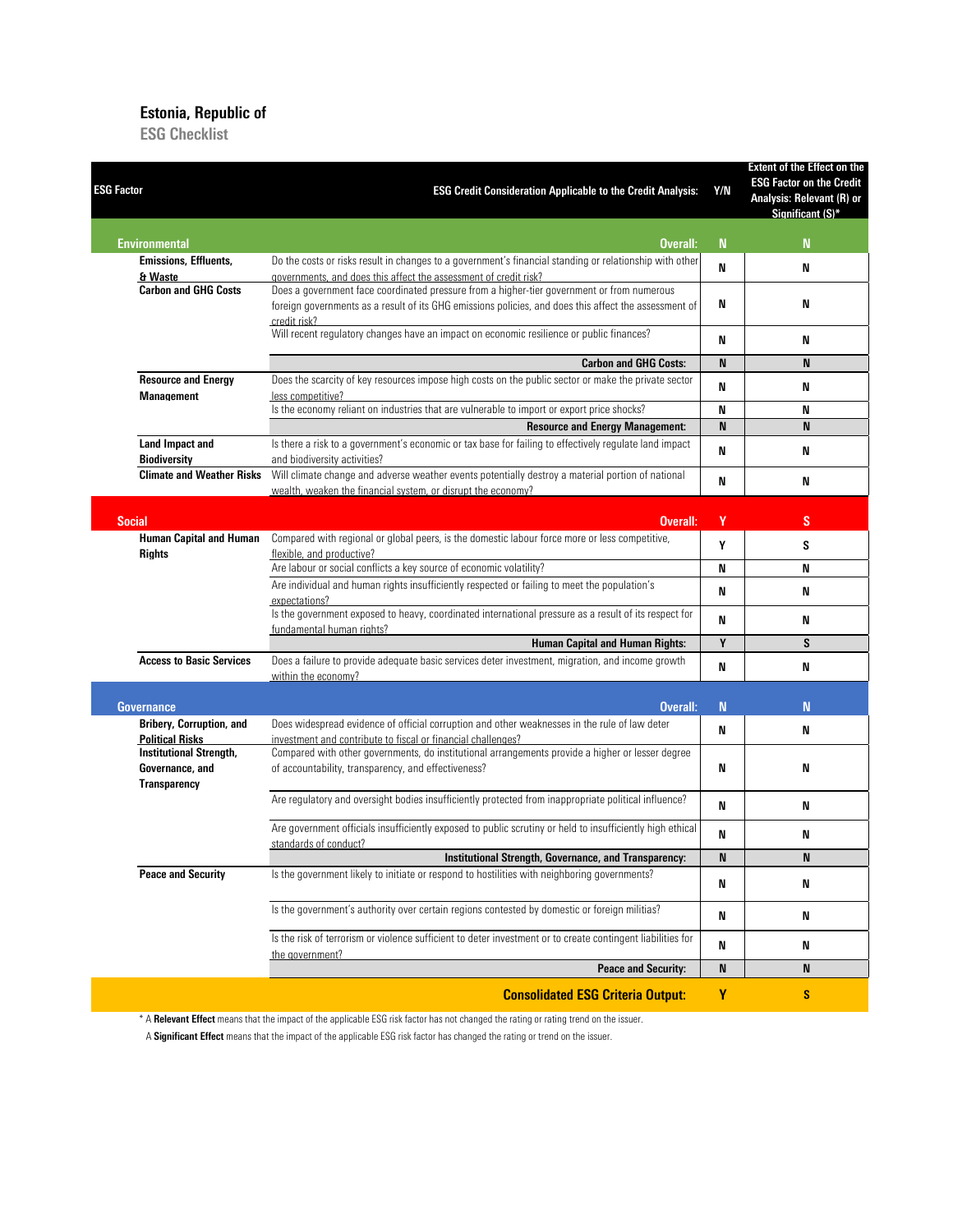## Estonia, Republic of

### ESG Checklist

| ESG Factor | ESG Credit Consideration Applicable to the Credit Analysis: | Y/N | Extent of the Effect on the ESG Factor on the Credit Analysis: Relevant (R) or Significant (S)* |
|---|---|---|---|
| **Environmental** | **Overall:** | **N** | **N** |
| **Emissions, Effluents, & Waste** | Do the costs or risks result in changes to a government's financial standing or relationship with other governments, and does this affect the assessment of credit risk? | N | N |
| **Carbon and GHG Costs** | Does a government face coordinated pressure from a higher-tier government or from numerous foreign governments as a result of its GHG emissions policies, and does this affect the assessment of credit risk? | N | N |
| | Will recent regulatory changes have an impact on economic resilience or public finances? | N | N |
| | **Carbon and GHG Costs:** | **N** | **N** |
| **Resource and Energy Management** | Does the scarcity of key resources impose high costs on the public sector or make the private sector less competitive? | N | N |
| | Is the economy reliant on industries that are vulnerable to import or export price shocks? | N | N |
| | **Resource and Energy Management:** | **N** | **N** |
| **Land Impact and Biodiversity** | Is there a risk to a government's economic or tax base for failing to effectively regulate land impact and biodiversity activities? | N | N |
| **Climate and Weather Risks** | Will climate change and adverse weather events potentially destroy a material portion of national wealth, weaken the financial system, or disrupt the economy? | N | N |
| **Social** | **Overall:** | **Y** | **S** |
| **Human Capital and Human Rights** | Compared with regional or global peers, is the domestic labour force more or less competitive, flexible, and productive? | Y | S |
| | Are labour or social conflicts a key source of economic volatility? | N | N |
| | Are individual and human rights insufficiently respected or failing to meet the population's expectations? | N | N |
| | Is the government exposed to heavy, coordinated international pressure as a result of its respect for fundamental human rights? | N | N |
| | **Human Capital and Human Rights:** | **Y** | **S** |
| **Access to Basic Services** | Does a failure to provide adequate basic services deter investment, migration, and income growth within the economy? | N | N |
| **Governance** | **Overall:** | **N** | **N** |
| **Bribery, Corruption, and Political Risks** | Does widespread evidence of official corruption and other weaknesses in the rule of law deter investment and contribute to fiscal or financial challenges? | N | N |
| **Institutional Strength, Governance, and Transparency** | Compared with other governments, do institutional arrangements provide a higher or lesser degree of accountability, transparency, and effectiveness? | N | N |
| | Are regulatory and oversight bodies insufficiently protected from inappropriate political influence? | N | N |
| | Are government officials insufficiently exposed to public scrutiny or held to insufficiently high ethical standards of conduct? | N | N |
| | **Institutional Strength, Governance, and Transparency:** | **N** | **N** |
| **Peace and Security** | Is the government likely to initiate or respond to hostilities with neighboring governments? | N | N |
| | Is the government's authority over certain regions contested by domestic or foreign militias? | N | N |
| | Is the risk of terrorism or violence sufficient to deter investment or to create contingent liabilities for the government? | N | N |
| | **Peace and Security:** | **N** | **N** |
| | **Consolidated ESG Criteria Output:** | **Y** | **S** |

\* A **Relevant Effect** means that the impact of the applicable ESG risk factor has not changed the rating or rating trend on the issuer.

A **Significant Effect** means that the impact of the applicable ESG risk factor has changed the rating or trend on the issuer.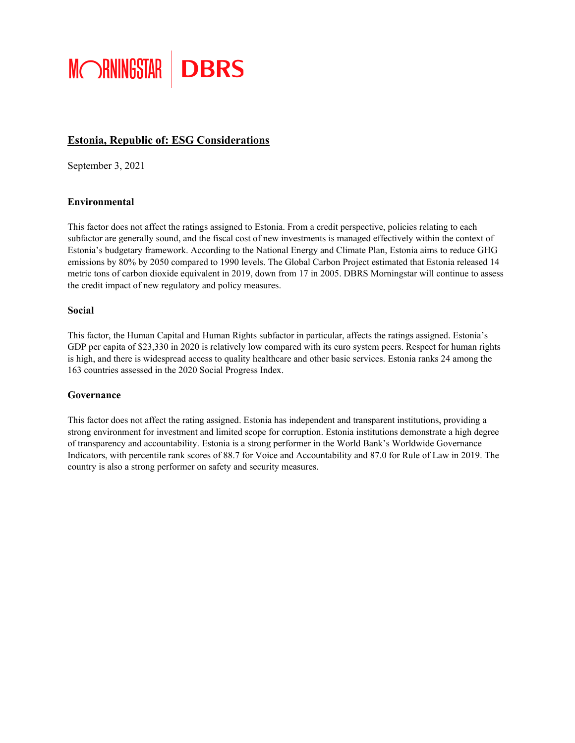MORNINGSTAR | DBRS

# Estonia, Republic of: ESG Considerations

September 3, 2021

## Environmental

This factor does not affect the ratings assigned to Estonia. From a credit perspective, policies relating to each subfactor are generally sound, and the fiscal cost of new investments is managed effectively within the context of Estonia's budgetary framework. According to the National Energy and Climate Plan, Estonia aims to reduce GHG emissions by 80% by 2050 compared to 1990 levels. The Global Carbon Project estimated that Estonia released 14 metric tons of carbon dioxide equivalent in 2019, down from 17 in 2005. DBRS Morningstar will continue to assess the credit impact of new regulatory and policy measures.

## Social

This factor, the Human Capital and Human Rights subfactor in particular, affects the ratings assigned. Estonia's GDP per capita of $23,330 in 2020 is relatively low compared with its euro system peers. Respect for human rights is high, and there is widespread access to quality healthcare and other basic services. Estonia ranks 24 among the 163 countries assessed in the 2020 Social Progress Index.

## Governance

This factor does not affect the rating assigned. Estonia has independent and transparent institutions, providing a strong environment for investment and limited scope for corruption. Estonia institutions demonstrate a high degree of transparency and accountability. Estonia is a strong performer in the World Bank's Worldwide Governance Indicators, with percentile rank scores of 88.7 for Voice and Accountability and 87.0 for Rule of Law in 2019. The country is also a strong performer on safety and security measures.